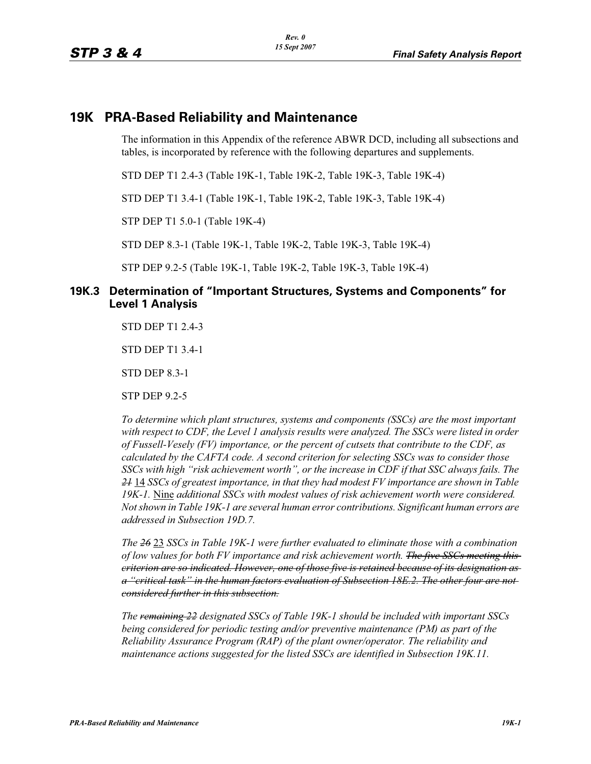# 19K PRA-Based Reliability and Maintenance

The information in this Appendix of the reference ABWR DCD, including all subsections and tables, is incorporated by reference with the following departures and supplements.

STD DEP T1 2.4-3 (Table 19K-1, Table 19K-2, Table 19K-3, Table 19K-4)

STD DEP T1 3.4-1 (Table 19K-1, Table 19K-2, Table 19K-3, Table 19K-4)

STP DEP T1 5.0-1 (Table 19K-4)

STD DEP 8.3-1 (Table 19K-1, Table 19K-2, Table 19K-3, Table 19K-4)

STP DEP 9.2-5 (Table 19K-1, Table 19K-2, Table 19K-3, Table 19K-4)

## 19K.3 Determination of "Important Structures, Systems and Components" for Level 1 Analysis

STD DEP T1 2.4-3

STD DEP T1 3.4-1

STD DEP 8.3-1

STP DEP 9.2-5

*To determine which plant structures, systems and components (SSCs) are the most important with respect to CDF, the Level 1 analysis results were analyzed. The SSCs were listed in order of Fussell-Vesely (FV) importance, or the percent of cutsets that contribute to the CDF, as calculated by the CAFTA code. A second criterion for selecting SSCs was to consider those SSCs with high "risk achievement worth", or the increase in CDF if that SSC always fails. The* ~~*21*~~ <u>14</u> *SSCs of greatest importance, in that they had modest FV importance are shown in Table 19K-1.* <u>Nine</u> *additional SSCs with modest values of risk achievement worth were considered. Not shown in Table 19K-1 are several human error contributions. Significant human errors are addressed in Subsection 19D.7.*

*The* ~~*26*~~ <u>23</u> *SSCs in Table 19K-1 were further evaluated to eliminate those with a combination of low values for both FV importance and risk achievement worth.* ~~*The five SSCs meeting this criterion are so indicated. However, one of those five is retained because of its designation as a "critical task" in the human factors evaluation of Subsection 18E.2. The other four are not considered further in this subsection.*~~

*The* ~~*remaining 22*~~ *designated SSCs of Table 19K-1 should be included with important SSCs being considered for periodic testing and/or preventive maintenance (PM) as part of the Reliability Assurance Program (RAP) of the plant owner/operator. The reliability and maintenance actions suggested for the listed SSCs are identified in Subsection 19K.11.*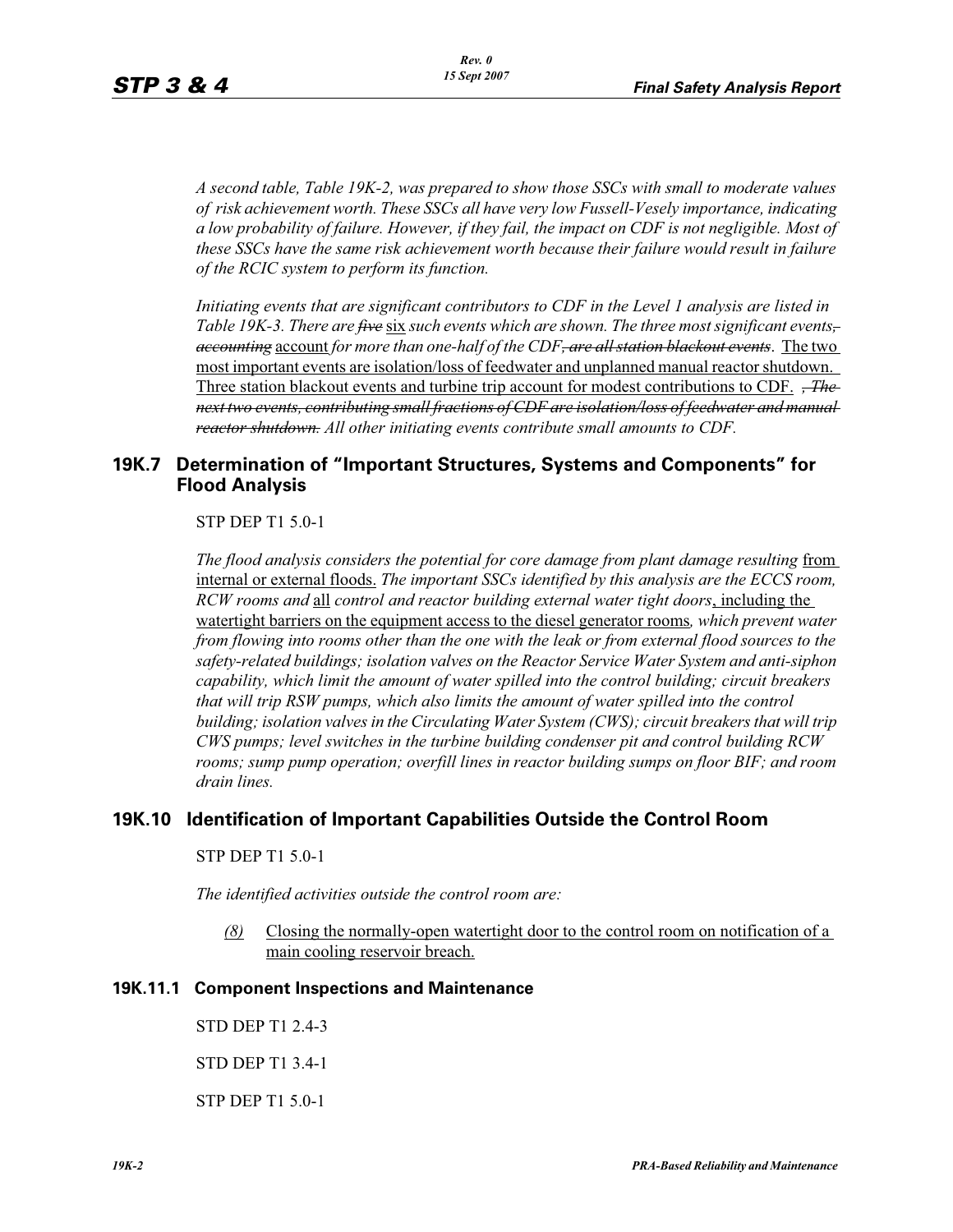*A second table, Table 19K-2, was prepared to show those SSCs with small to moderate values of risk achievement worth. These SSCs all have very low Fussell-Vesely importance, indicating a low probability of failure. However, if they fail, the impact on CDF is not negligible. Most of these SSCs have the same risk achievement worth because their failure would result in failure of the RCIC system to perform its function.*

*Initiating events that are significant contributors to CDF in the Level 1 analysis are listed in Table 19K-3. There are* ~~*five*~~ six *such events which are shown. The three most significant events*~~*,*~~ ~~*accounting*~~ account *for more than one-half of the CDF*~~*, are all station blackout events*~~. The two most important events are isolation/loss of feedwater and unplanned manual reactor shutdown. Three station blackout events and turbine trip account for modest contributions to CDF. ~~*, The next two events, contributing small fractions of CDF are isolation/loss of feedwater and manual reactor shutdown.*~~ *All other initiating events contribute small amounts to CDF.*

## 19K.7 Determination of "Important Structures, Systems and Components" for Flood Analysis

STP DEP T1 5.0-1

*The flood analysis considers the potential for core damage from plant damage resulting* from internal or external floods. *The important SSCs identified by this analysis are the ECCS room, RCW rooms and* all *control and reactor building external water tight doors*, including the watertight barriers on the equipment access to the diesel generator rooms*, which prevent water from flowing into rooms other than the one with the leak or from external flood sources to the safety-related buildings; isolation valves on the Reactor Service Water System and anti-siphon capability, which limit the amount of water spilled into the control building; circuit breakers that will trip RSW pumps, which also limits the amount of water spilled into the control building; isolation valves in the Circulating Water System (CWS); circuit breakers that will trip CWS pumps; level switches in the turbine building condenser pit and control building RCW rooms; sump pump operation; overfill lines in reactor building sumps on floor BIF; and room drain lines.*

## 19K.10 Identification of Important Capabilities Outside the Control Room

STP DEP T1 5.0-1

*The identified activities outside the control room are:*

*(8)* Closing the normally-open watertight door to the control room on notification of a main cooling reservoir breach.

### 19K.11.1 Component Inspections and Maintenance

STD DEP T1 2.4-3

STD DEP T1 3.4-1

STP DEP T1 5.0-1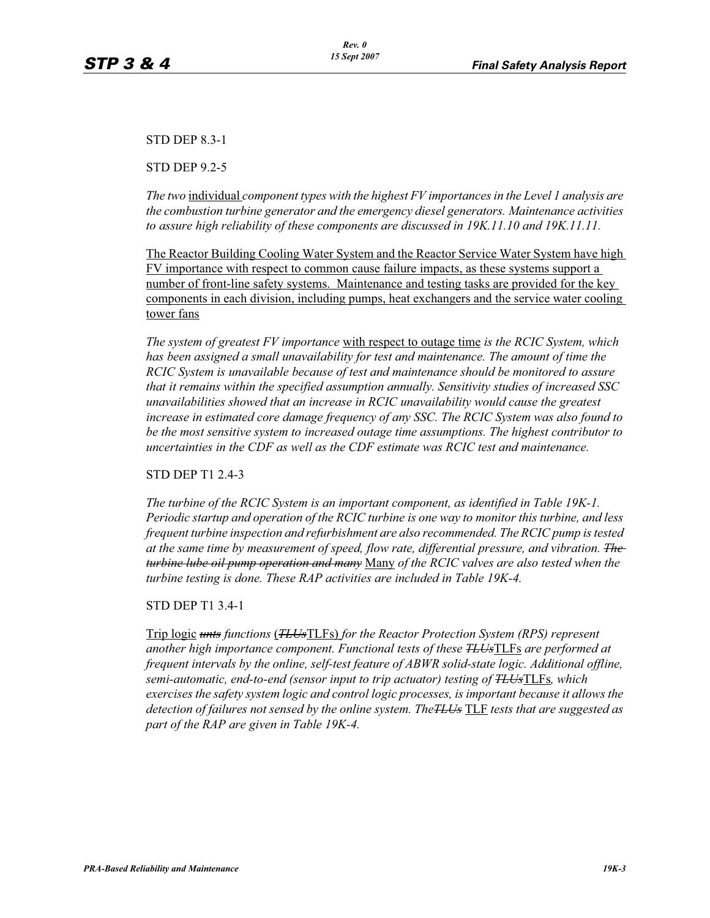STD DEP 8.3-1

STD DEP 9.2-5

*The two* individual *component types with the highest FV importances in the Level 1 analysis are the combustion turbine generator and the emergency diesel generators. Maintenance activities to assure high reliability of these components are discussed in 19K.11.10 and 19K.11.11.*

The Reactor Building Cooling Water System and the Reactor Service Water System have high FV importance with respect to common cause failure impacts, as these systems support a number of front-line safety systems. Maintenance and testing tasks are provided for the key components in each division, including pumps, heat exchangers and the service water cooling tower fans

*The system of greatest FV importance* with respect to outage time *is the RCIC System, which has been assigned a small unavailability for test and maintenance. The amount of time the RCIC System is unavailable because of test and maintenance should be monitored to assure that it remains within the specified assumption annually. Sensitivity studies of increased SSC unavailabilities showed that an increase in RCIC unavailability would cause the greatest increase in estimated core damage frequency of any SSC. The RCIC System was also found to be the most sensitive system to increased outage time assumptions. The highest contributor to uncertainties in the CDF as well as the CDF estimate was RCIC test and maintenance.*

STD DEP T1 2.4-3

*The turbine of the RCIC System is an important component, as identified in Table 19K-1. Periodic startup and operation of the RCIC turbine is one way to monitor this turbine, and less frequent turbine inspection and refurbishment are also recommended. The RCIC pump is tested at the same time by measurement of speed, flow rate, differential pressure, and vibration.* ~~*The turbine lube oil pump operation and many*~~ Many *of the RCIC valves are also tested when the turbine testing is done. These RAP activities are included in Table 19K-4.*

STD DEP T1 3.4-1

Trip logic ~~*unts*~~ *functions* (~~*TLUs*~~TLFs) *for the Reactor Protection System (RPS) represent another high importance component. Functional tests of these* ~~*TLUs*~~TLFs *are performed at frequent intervals by the online, self-test feature of ABWR solid-state logic. Additional offline, semi-automatic, end-to-end (sensor input to trip actuator) testing of* ~~*TLUs*~~TLFs*, which exercises the safety system logic and control logic processes, is important because it allows the detection of failures not sensed by the online system. The*~~*TLUs*~~ TLF *tests that are suggested as part of the RAP are given in Table 19K-4.*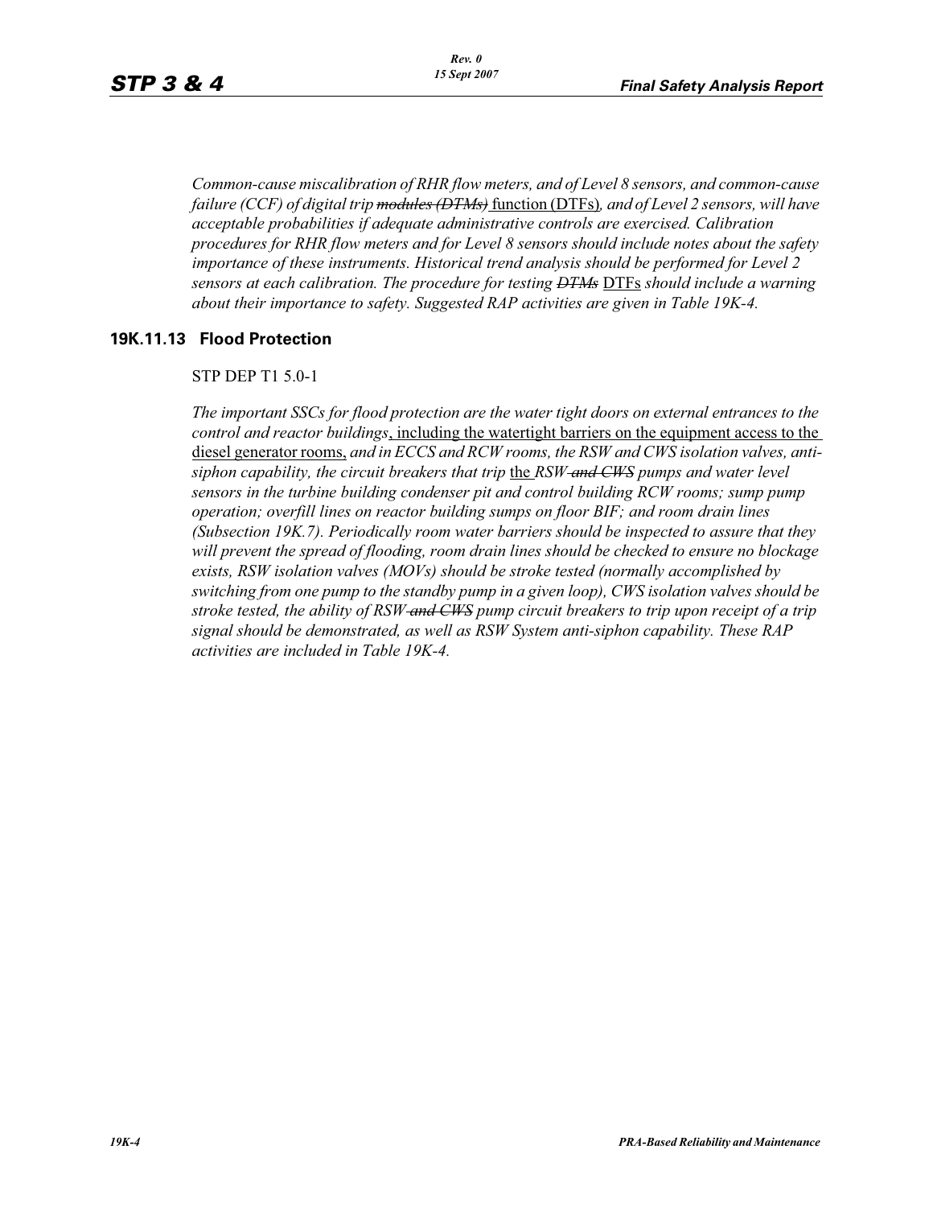*Common-cause miscalibration of RHR flow meters, and of Level 8 sensors, and common-cause failure (CCF) of digital trip ~~modules (DTMs)~~* function (DTFs)*, and of Level 2 sensors, will have acceptable probabilities if adequate administrative controls are exercised. Calibration procedures for RHR flow meters and for Level 8 sensors should include notes about the safety importance of these instruments. Historical trend analysis should be performed for Level 2 sensors at each calibration. The procedure for testing ~~DTMs~~* DTFs *should include a warning about their importance to safety. Suggested RAP activities are given in Table 19K-4.*

### 19K.11.13 Flood Protection

STP DEP T1 5.0-1

*The important SSCs for flood protection are the water tight doors on external entrances to the control and reactor buildings*, including the watertight barriers on the equipment access to the diesel generator rooms, *and in ECCS and RCW rooms, the RSW and CWS isolation valves, anti-siphon capability, the circuit breakers that trip* the *RSW ~~and CWS~~ pumps and water level sensors in the turbine building condenser pit and control building RCW rooms; sump pump operation; overfill lines on reactor building sumps on floor BIF; and room drain lines (Subsection 19K.7). Periodically room water barriers should be inspected to assure that they will prevent the spread of flooding, room drain lines should be checked to ensure no blockage exists, RSW isolation valves (MOVs) should be stroke tested (normally accomplished by switching from one pump to the standby pump in a given loop), CWS isolation valves should be stroke tested, the ability of RSW ~~and CWS~~ pump circuit breakers to trip upon receipt of a trip signal should be demonstrated, as well as RSW System anti-siphon capability. These RAP activities are included in Table 19K-4.*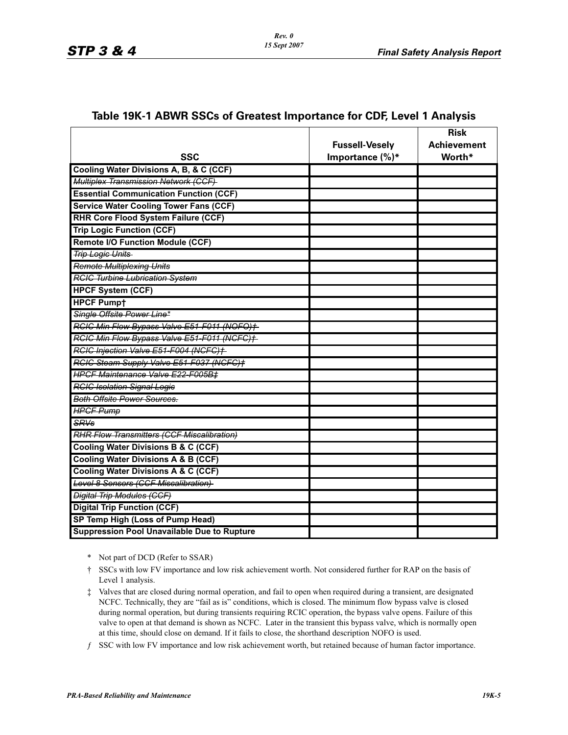## Table 19K-1 ABWR SSCs of Greatest Importance for CDF, Level 1 Analysis

| SSC | Fussell-Vesely Importance (%)* | Risk Achievement Worth* |
|---|---|---|
| **Cooling Water Divisions A, B, & C (CCF)** | | |
| ~~Multiplex Transmission Network (CCF)~~ | | |
| **Essential Communication Function (CCF)** | | |
| **Service Water Cooling Tower Fans (CCF)** | | |
| **RHR Core Flood System Failure (CCF)** | | |
| **Trip Logic Function (CCF)** | | |
| **Remote I/O Function Module (CCF)** | | |
| ~~Trip Logic Units~~ | | |
| ~~Remote Multiplexing Units~~ | | |
| ~~RCIC Turbine Lubrication System~~ | | |
| **HPCF System (CCF)** | | |
| **HPCF Pump†** | | |
| ~~Single Offsite Power Line*~~ | | |
| ~~RCIC Min Flow Bypass Valve E51-F011 (NOFO)†~~ | | |
| ~~RCIC Min Flow Bypass Valve E51-F011 (NCFC)†~~ | | |
| ~~RCIC Injection Valve E51-F004 (NCFC)†~~ | | |
| ~~RCIC Steam Supply Valve E51-F037 (NCFC)‡~~ | | |
| ~~HPCF Maintenance Valve E22-F005B‡~~ | | |
| ~~RCIC Isolation Signal Logic~~ | | |
| ~~Both Offsite Power Sources.~~ | | |
| ~~HPCF Pump~~ | | |
| ~~SRVs~~ | | |
| ~~RHR Flow Transmitters (CCF Miscalibration)~~ | | |
| **Cooling Water Divisions B & C (CCF)** | | |
| **Cooling Water Divisions A & B (CCF)** | | |
| **Cooling Water Divisions A & C (CCF)** | | |
| ~~Level 8 Sensors (CCF Miscalibration)~~ | | |
| ~~Digital Trip Modules (CCF)~~ | | |
| **Digital Trip Function (CCF)** | | |
| **SP Temp High (Loss of Pump Head)** | | |
| **Suppression Pool Unavailable Due to Rupture** | | |

\* Not part of DCD (Refer to SSAR)

† SSCs with low FV importance and low risk achievement worth. Not considered further for RAP on the basis of Level 1 analysis.

‡ Valves that are closed during normal operation, and fail to open when required during a transient, are designated NCFC. Technically, they are "fail as is" conditions, which is closed. The minimum flow bypass valve is closed during normal operation, but during transients requiring RCIC operation, the bypass valve opens. Failure of this valve to open at that demand is shown as NCFC. Later in the transient this bypass valve, which is normally open at this time, should close on demand. If it fails to close, the shorthand description NOFO is used.

*f* SSC with low FV importance and low risk achievement worth, but retained because of human factor importance.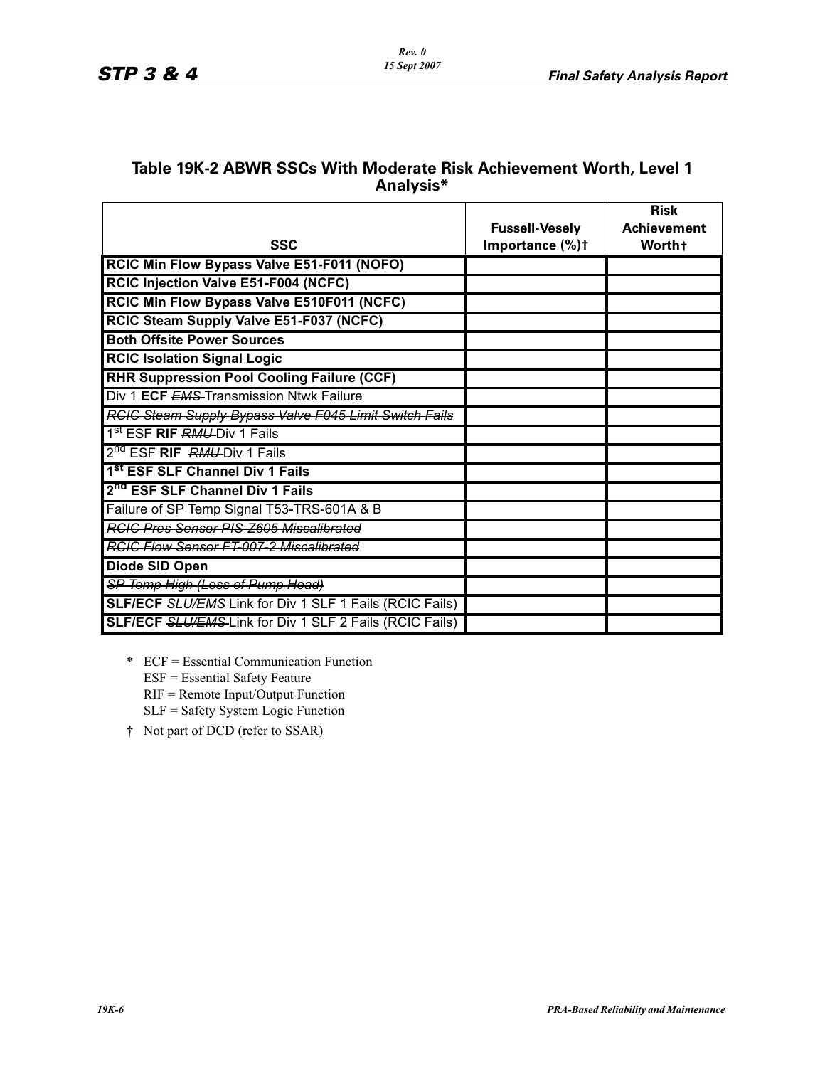## Table 19K-2 ABWR SSCs With Moderate Risk Achievement Worth, Level 1 Analysis*

| SSC | Fussell-Vesely Importance (%)† | Risk Achievement Worth† |
|---|---|---|
| **RCIC Min Flow Bypass Valve E51-F011 (NOFO)** | | |
| **RCIC Injection Valve E51-F004 (NCFC)** | | |
| **RCIC Min Flow Bypass Valve E510F011 (NCFC)** | | |
| **RCIC Steam Supply Valve E51-F037 (NCFC)** | | |
| **Both Offsite Power Sources** | | |
| **RCIC Isolation Signal Logic** | | |
| **RHR Suppression Pool Cooling Failure (CCF)** | | |
| Div 1 **ECF** ~~*EMS*~~ Transmission Ntwk Failure | | |
| ~~*RCIC Steam Supply Bypass Valve F045 Limit Switch Fails*~~ | | |
| 1st ESF **RIF** ~~*RMU*~~ Div 1 Fails | | |
| 2nd ESF **RIF** ~~*RMU*~~ Div 1 Fails | | |
| **1st ESF SLF Channel Div 1 Fails** | | |
| **2nd ESF SLF Channel Div 1 Fails** | | |
| Failure of SP Temp Signal T53-TRS-601A & B | | |
| ~~*RCIC Pres Sensor PIS-Z605 Miscalibrated*~~ | | |
| ~~*RCIC Flow Sensor FT-007-2 Miscalibrated*~~ | | |
| **Diode SID Open** | | |
| ~~*SP Temp High (Loss of Pump Head)*~~ | | |
| **SLF/ECF** ~~*SLU/EMS*~~ Link for Div 1 SLF 1 Fails (RCIC Fails) | | |
| **SLF/ECF** ~~*SLU/EMS*~~ Link for Div 1 SLF 2 Fails (RCIC Fails) | | |

\* ECF = Essential Communication Function
ESF = Essential Safety Feature
RIF = Remote Input/Output Function
SLF = Safety System Logic Function

† Not part of DCD (refer to SSAR)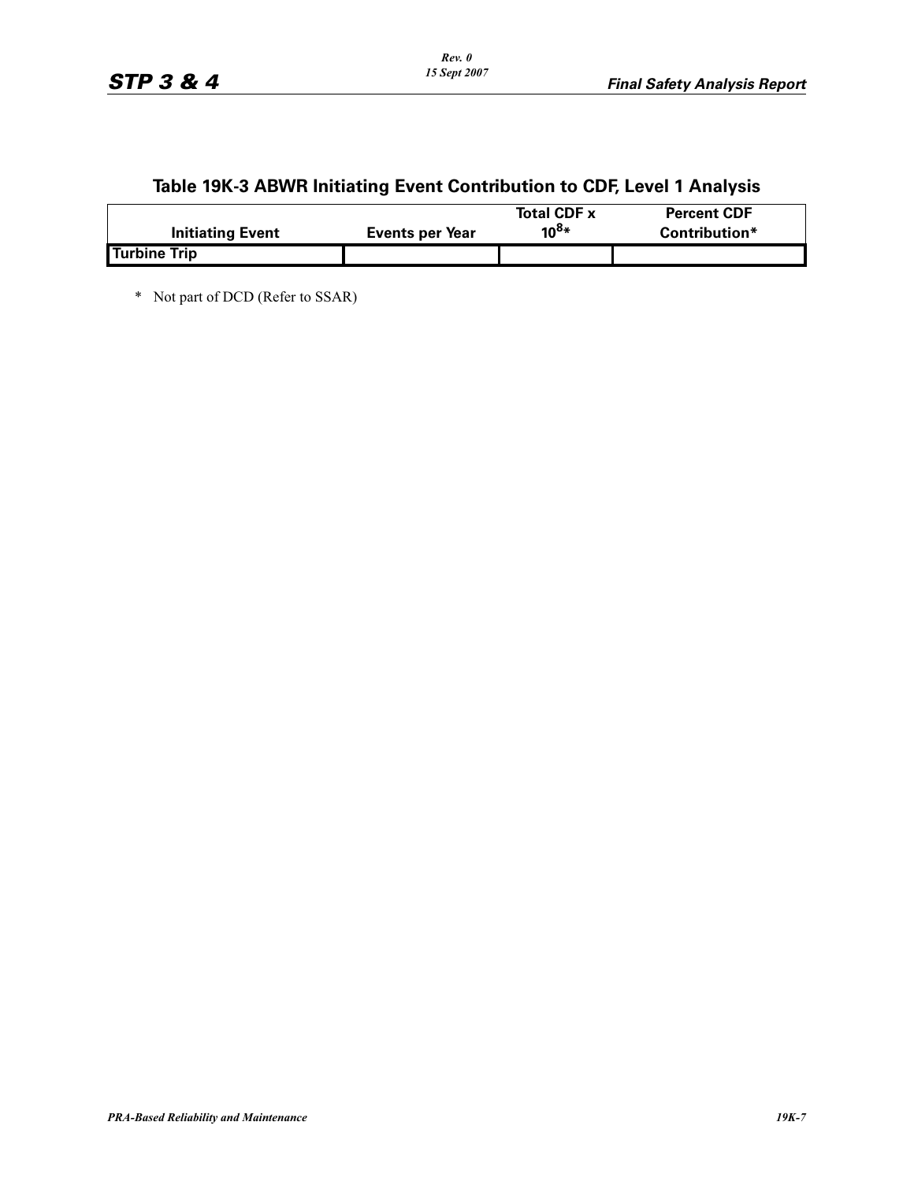## Table 19K-3 ABWR Initiating Event Contribution to CDF, Level 1 Analysis

| Initiating Event | Events per Year | Total CDF x $10^8$* | Percent CDF Contribution* |
|---|---|---|---|
| Turbine Trip | | | |

\* Not part of DCD (Refer to SSAR)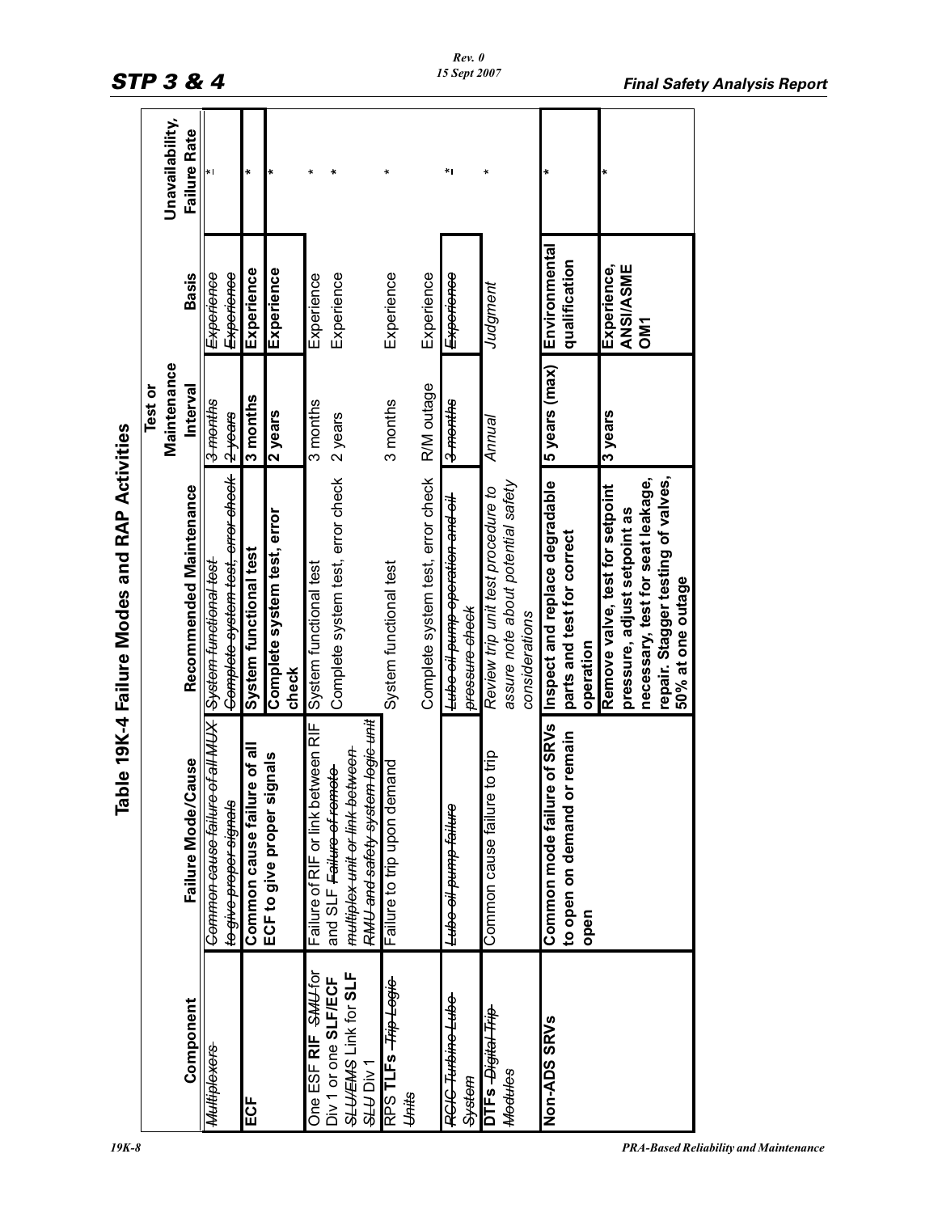# Table 19K-4 Failure Modes and RAP Activities

| Component | Failure Mode/Cause | Recommended Maintenance | Test or Maintenance Interval | Basis | Unavailability, Failure Rate |
|---|---|---|---|---|---|
| ~~Multiplexers~~ | ~~Common cause failure of all MUX to give proper signals~~ | ~~System functional test~~<br>~~Complete system test, error check~~ | ~~3 months~~<br>~~2 years~~ | ~~Experience~~<br>~~Experience~~ | * |
| **ECF** | **Common cause failure of all ECF to give proper signals** | **System functional test** | **3 months** | **Experience** | * |
| | | **Complete system test, error check** | **2 years** | **Experience** | * |
| One ESF **RIF** ~~SMU~~ for Div 1 or one **SLF/ECF** ~~SLU/EMS~~ Link for **SLF** ~~SLU~~ Div 1 | Failure of RIF or link between RIF and SLF ~~Failure of remote multiplex unit or link between RMU and safety system logic unit~~ | System functional test<br>Complete system test, error check | 3 months<br>2 years | Experience<br>Experience | *<br>* |
| RPS **TLFs** ~~Trip Logic Units~~ | Failure to trip upon demand | System functional test<br><br>Complete system test, error check | 3 months<br><br>R/M outage | Experience<br><br>Experience | * |
| ~~RCIC Turbine Lube System~~ | ~~Lube oil pump failure~~ | ~~Lube oil pump operation and oil pressure check~~ | ~~3 months~~ | ~~Experience~~ | * |
| **DTFs** ~~Digital Trip Modules~~ | Common cause failure to trip | *Review trip unit test procedure to assure note about potential safety considerations* | *Annual* | *Judgment* | * |
| **Non-ADS SRVs** | **Common mode failure of SRVs to open on demand or remain open** | **Inspect and replace degradable parts and test for correct operation** | **5 years (max)** | **Environmental qualification** | * |
| | | **Remove valve, test for setpoint pressure, adjust setpoint as necessary, test for seat leakage, repair. Stagger testing of valves, 50% at one outage** | **3 years** | **Experience, ANSI/ASME OM1** | * |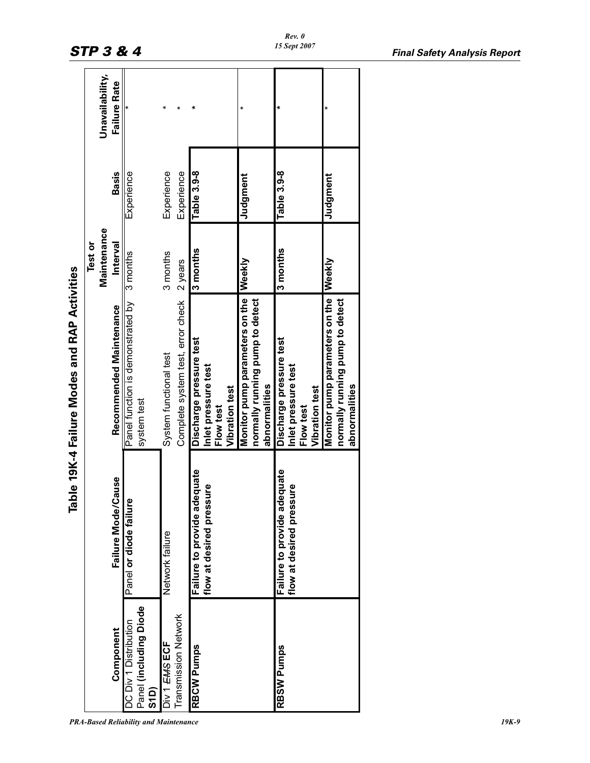## Table 19K-4 Failure Modes and RAP Activities

| Component | Failure Mode/Cause | Recommended Maintenance | Test or Maintenance Interval | Basis | Unavailability, Failure Rate |
|---|---|---|---|---|---|
| DC Div 1 Distribution Panel **(including Diode S1D)** | Panel **or diode failure** | Panel function is demonstrated by system test | 3 months | Experience | * |
| Div 1 ~~EMS~~ **ECF** Transmission Network | Network failure | System functional test | 3 months | Experience | * |
| | | Complete system test, error check | 2 years | Experience | * |
| **RBCW Pumps** | **Failure to provide adequate flow at desired pressure** | **Discharge pressure test**<br>**Inlet pressure test**<br>**Flow test**<br>**Vibration test** | **3 months** | **Table 3.9-8** | * |
| | | **Monitor pump parameters on the normally running pump to detect abnormalities** | **Weekly** | **Judgment** | * |
| **RBSW Pumps** | **Failure to provide adequate flow at desired pressure** | **Discharge pressure test**<br>**Inlet pressure test**<br>**Flow test**<br>**Vibration test** | **3 months** | **Table 3.9-8** | * |
| | | **Monitor pump parameters on the normally running pump to detect abnormalities** | **Weekly** | **Judgment** | * |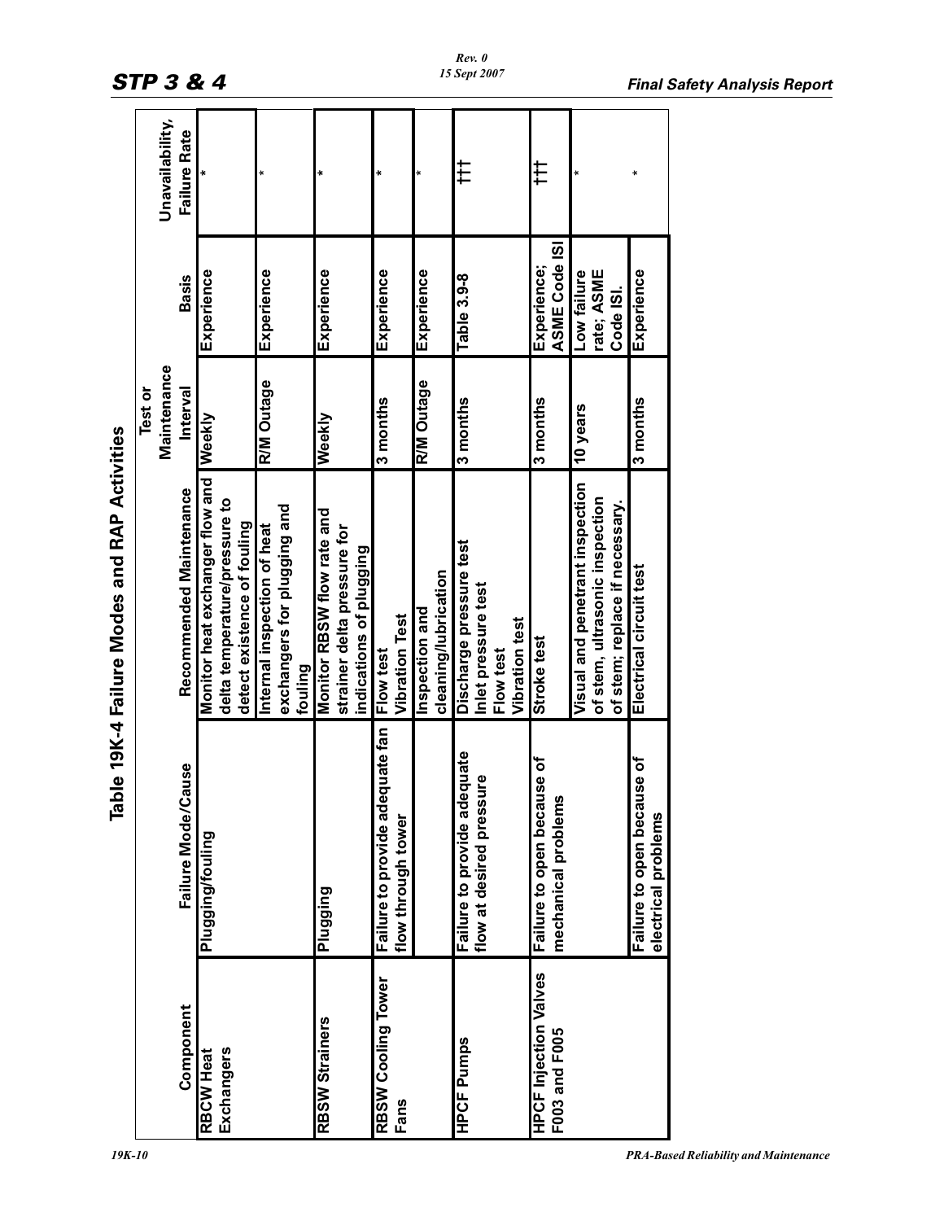# Table 19K-4 Failure Modes and RAP Activities

| Component | Failure Mode/Cause | Recommended Maintenance | Test or Maintenance Interval | Basis | Unavailability, Failure Rate |
|---|---|---|---|---|---|
| RBCW Heat Exchangers | Plugging/fouling | Monitor heat exchanger flow and delta temperature/pressure to detect existence of fouling | Weekly | Experience | * |
| | | Internal inspection of heat exchangers for plugging and fouling | R/M Outage | Experience | * |
| RBSW Strainers | Plugging | Monitor RBSW flow rate and strainer delta pressure for indications of plugging | Weekly | Experience | * |
| RBSW Cooling Tower Fans | Failure to provide adequate fan flow through tower | Flow test<br>Vibration Test | 3 months | Experience | * |
| | | Inspection and cleaning/lubrication | R/M Outage | Experience | * |
| HPCF Pumps | Failure to provide adequate flow at desired pressure | Discharge pressure test<br>Inlet pressure test<br>Flow test<br>Vibration test | 3 months | Table 3.9-8 | ††† |
| HPCF Injection Valves F003 and F005 | Failure to open because of mechanical problems | Stroke test | 3 months | Experience; ASME Code ISI | ††† |
| | | Visual and penetrant inspection of stem, ultrasonic inspection of stem; replace if necessary. | 10 years | Low failure rate; ASME Code ISI. | * |
| | Failure to open because of electrical problems | Electrical circuit test | 3 months | Experience | * |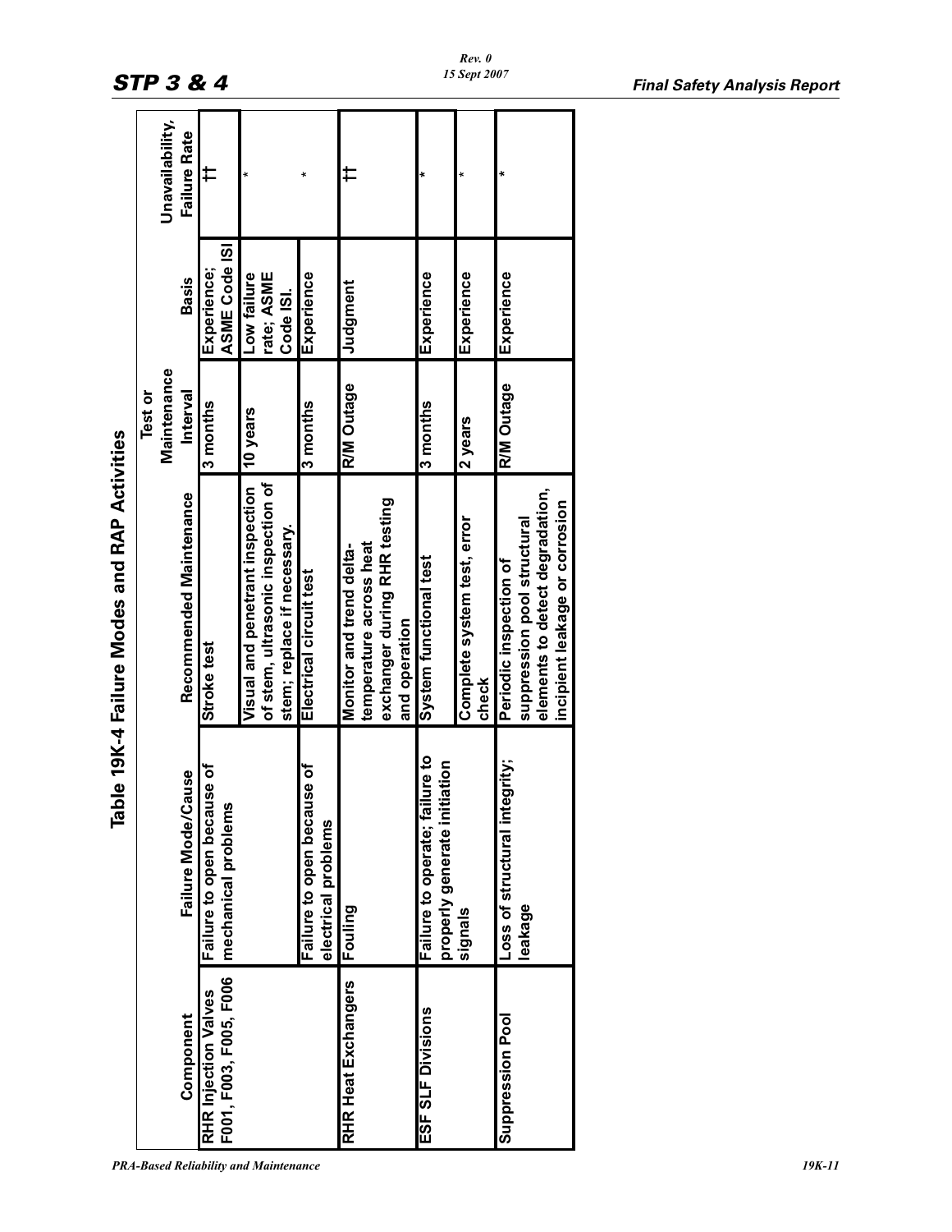## Table 19K-4 Failure Modes and RAP Activities

| Component | Failure Mode/Cause | Recommended Maintenance | Test or Maintenance Interval | Basis | Unavailability, Failure Rate |
|---|---|---|---|---|---|
| RHR Injection Valves F001, F003, F005, F006 | Failure to open because of mechanical problems | Stroke test | 3 months | Experience; ASME Code ISI | †† |
| | | Visual and penetrant inspection of stem, ultrasonic inspection of stem; replace if necessary. | 10 years | Low failure rate; ASME Code ISI. | * |
| | Failure to open because of electrical problems | Electrical circuit test | 3 months | Experience | * |
| RHR Heat Exchangers | Fouling | Monitor and trend delta-temperature across heat exchanger during RHR testing and operation | R/M Outage | Judgment | †† |
| ESF SLF Divisions | Failure to operate; failure to properly generate initiation signals | System functional test | 3 months | Experience | * |
| | | Complete system test, error check | 2 years | Experience | * |
| Suppression Pool | Loss of structural integrity; leakage | Periodic inspection of suppression pool structural elements to detect degradation, incipient leakage or corrosion | R/M Outage | Experience | * |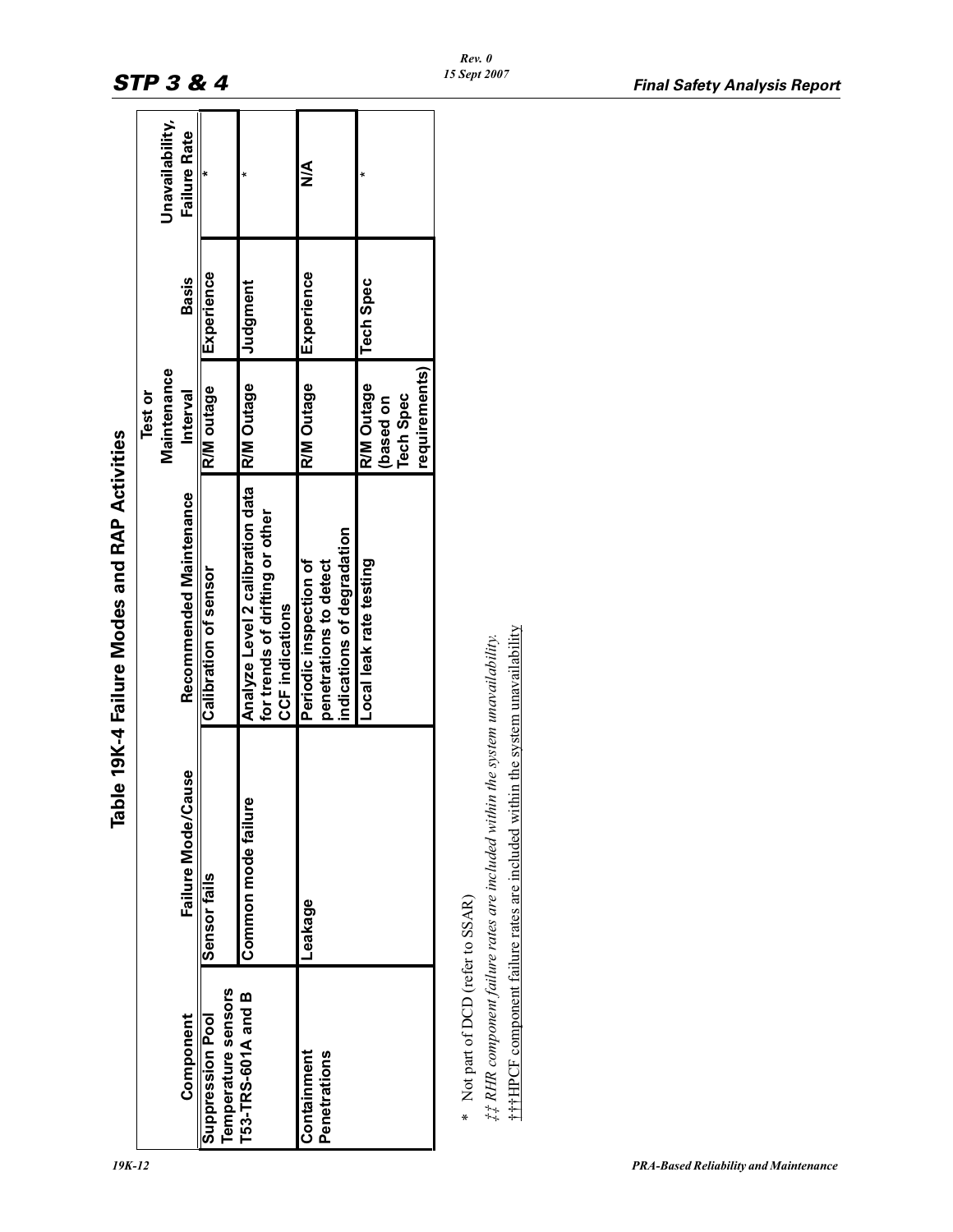## Table 19K-4 Failure Modes and RAP Activities

| Component | Failure Mode/Cause | Recommended Maintenance | Test or Maintenance Interval | Basis | Unavailability, Failure Rate |
|---|---|---|---|---|---|
| Suppression Pool Temperature sensors T53-TRS-601A and B | Sensor fails | Calibration of sensor | R/M outage | Experience | * |
| | Common mode failure | Analyze Level 2 calibration data for trends of drifting or other CCF indications | R/M Outage | Judgment | * |
| Containment Penetrations | Leakage | Periodic inspection of penetrations to detect indications of degradation | R/M Outage | Experience | N/A |
| | | Local leak rate testing | R/M Outage (based on Tech Spec requirements) | Tech Spec | * |

\* Not part of DCD (refer to SSAR)

*‡‡ RHR component failure rates are included within the system unavailability.*

<u>‡‡‡HPCF component failure rates are included within the system unavailability</u>